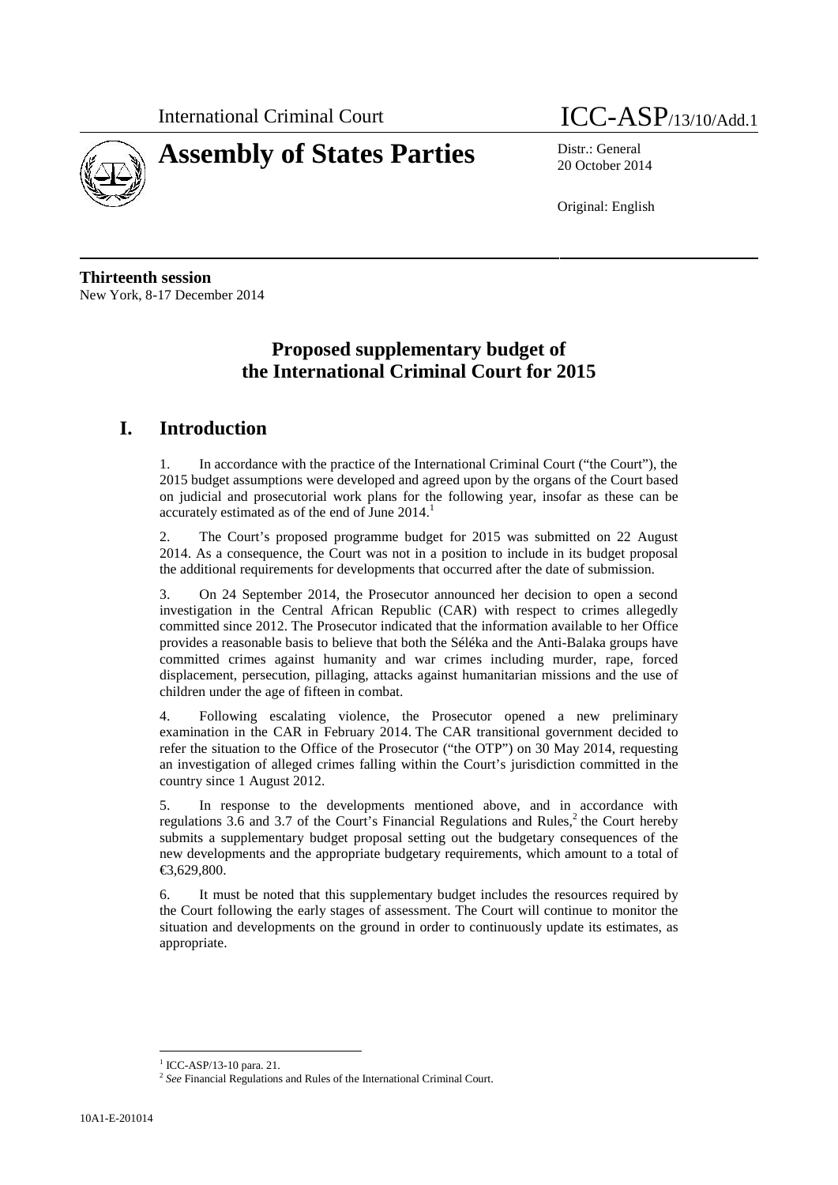International Criminal Court

# ICC-ASP/13/10/Add.1

# Assembly of States Parties

Distr.: General
20 October 2014

Original: English

**Thirteenth session**
New York, 8-17 December 2014

## Proposed supplementary budget of the International Criminal Court for 2015

## I. Introduction

1. In accordance with the practice of the International Criminal Court ("the Court"), the 2015 budget assumptions were developed and agreed upon by the organs of the Court based on judicial and prosecutorial work plans for the following year, insofar as these can be accurately estimated as of the end of June 2014.[1]

2. The Court's proposed programme budget for 2015 was submitted on 22 August 2014. As a consequence, the Court was not in a position to include in its budget proposal the additional requirements for developments that occurred after the date of submission.

3. On 24 September 2014, the Prosecutor announced her decision to open a second investigation in the Central African Republic (CAR) with respect to crimes allegedly committed since 2012. The Prosecutor indicated that the information available to her Office provides a reasonable basis to believe that both the Séléka and the Anti-Balaka groups have committed crimes against humanity and war crimes including murder, rape, forced displacement, persecution, pillaging, attacks against humanitarian missions and the use of children under the age of fifteen in combat.

4. Following escalating violence, the Prosecutor opened a new preliminary examination in the CAR in February 2014. The CAR transitional government decided to refer the situation to the Office of the Prosecutor ("the OTP") on 30 May 2014, requesting an investigation of alleged crimes falling within the Court's jurisdiction committed in the country since 1 August 2012.

5. In response to the developments mentioned above, and in accordance with regulations 3.6 and 3.7 of the Court's Financial Regulations and Rules,[2] the Court hereby submits a supplementary budget proposal setting out the budgetary consequences of the new developments and the appropriate budgetary requirements, which amount to a total of €3,629,800.

6. It must be noted that this supplementary budget includes the resources required by the Court following the early stages of assessment. The Court will continue to monitor the situation and developments on the ground in order to continuously update its estimates, as appropriate.

---

[1] ICC-ASP/13-10 para. 21.

[2] *See* Financial Regulations and Rules of the International Criminal Court.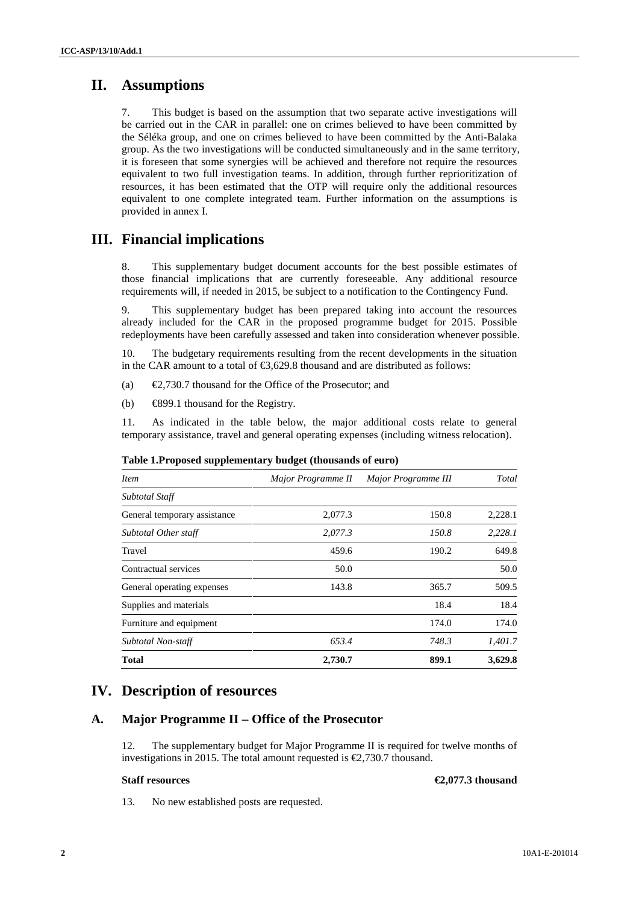## II. Assumptions

7. This budget is based on the assumption that two separate active investigations will be carried out in the CAR in parallel: one on crimes believed to have been committed by the Séléka group, and one on crimes believed to have been committed by the Anti-Balaka group. As the two investigations will be conducted simultaneously and in the same territory, it is foreseen that some synergies will be achieved and therefore not require the resources equivalent to two full investigation teams. In addition, through further reprioritization of resources, it has been estimated that the OTP will require only the additional resources equivalent to one complete integrated team. Further information on the assumptions is provided in annex I.

## III. Financial implications

8. This supplementary budget document accounts for the best possible estimates of those financial implications that are currently foreseeable. Any additional resource requirements will, if needed in 2015, be subject to a notification to the Contingency Fund.

9. This supplementary budget has been prepared taking into account the resources already included for the CAR in the proposed programme budget for 2015. Possible redeployments have been carefully assessed and taken into consideration whenever possible.

10. The budgetary requirements resulting from the recent developments in the situation in the CAR amount to a total of €3,629.8 thousand and are distributed as follows:

(a) €2,730.7 thousand for the Office of the Prosecutor; and

(b) €899.1 thousand for the Registry.

11. As indicated in the table below, the major additional costs relate to general temporary assistance, travel and general operating expenses (including witness relocation).

**Table 1.Proposed supplementary budget (thousands of euro)**

| *Item* | *Major Programme II* | *Major Programme III* | *Total* |
|---|---|---|---|
| *Subtotal Staff* | | | |
| General temporary assistance | 2,077.3 | 150.8 | 2,228.1 |
| *Subtotal Other staff* | *2,077.3* | *150.8* | *2,228.1* |
| Travel | 459.6 | 190.2 | 649.8 |
| Contractual services | 50.0 | | 50.0 |
| General operating expenses | 143.8 | 365.7 | 509.5 |
| Supplies and materials | | 18.4 | 18.4 |
| Furniture and equipment | | 174.0 | 174.0 |
| *Subtotal Non-staff* | *653.4* | *748.3* | *1,401.7* |
| **Total** | **2,730.7** | **899.1** | **3,629.8** |

## IV. Description of resources

### A. Major Programme II – Office of the Prosecutor

12. The supplementary budget for Major Programme II is required for twelve months of investigations in 2015. The total amount requested is €2,730.7 thousand.

**Staff resources** **€2,077.3 thousand**

13. No new established posts are requested.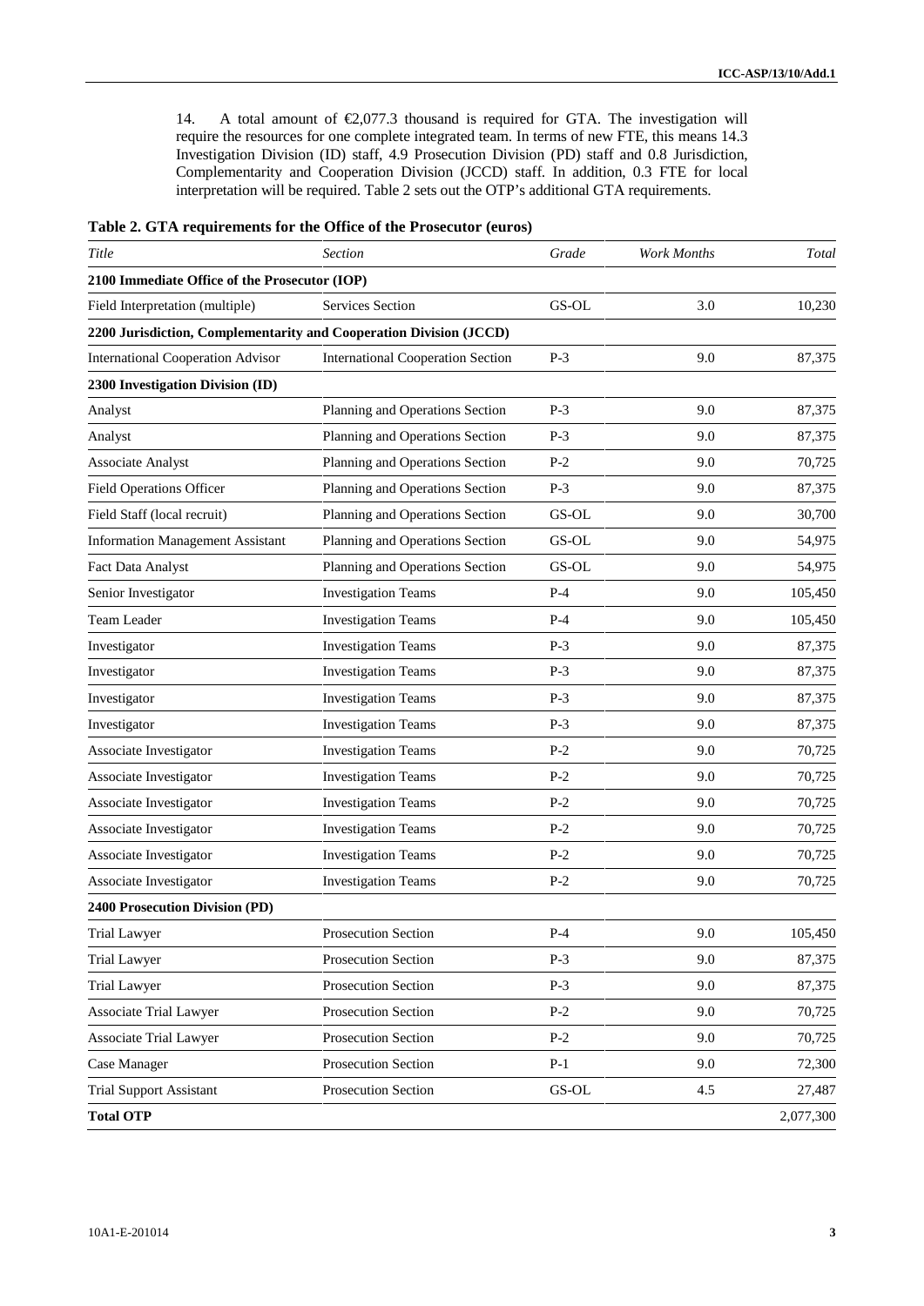14. A total amount of €2,077.3 thousand is required for GTA. The investigation will require the resources for one complete integrated team. In terms of new FTE, this means 14.3 Investigation Division (ID) staff, 4.9 Prosecution Division (PD) staff and 0.8 Jurisdiction, Complementarity and Cooperation Division (JCCD) staff. In addition, 0.3 FTE for local interpretation will be required. Table 2 sets out the OTP's additional GTA requirements.

**Table 2. GTA requirements for the Office of the Prosecutor (euros)**

| *Title* | *Section* | *Grade* | *Work Months* | *Total* |
|---|---|---|---|---|
| **2100 Immediate Office of the Prosecutor (IOP)** | | | | |
| Field Interpretation (multiple) | Services Section | GS-OL | 3.0 | 10,230 |
| **2200 Jurisdiction, Complementarity and Cooperation Division (JCCD)** | | | | |
| International Cooperation Advisor | International Cooperation Section | P-3 | 9.0 | 87,375 |
| **2300 Investigation Division (ID)** | | | | |
| Analyst | Planning and Operations Section | P-3 | 9.0 | 87,375 |
| Analyst | Planning and Operations Section | P-3 | 9.0 | 87,375 |
| Associate Analyst | Planning and Operations Section | P-2 | 9.0 | 70,725 |
| Field Operations Officer | Planning and Operations Section | P-3 | 9.0 | 87,375 |
| Field Staff (local recruit) | Planning and Operations Section | GS-OL | 9.0 | 30,700 |
| Information Management Assistant | Planning and Operations Section | GS-OL | 9.0 | 54,975 |
| Fact Data Analyst | Planning and Operations Section | GS-OL | 9.0 | 54,975 |
| Senior Investigator | Investigation Teams | P-4 | 9.0 | 105,450 |
| Team Leader | Investigation Teams | P-4 | 9.0 | 105,450 |
| Investigator | Investigation Teams | P-3 | 9.0 | 87,375 |
| Investigator | Investigation Teams | P-3 | 9.0 | 87,375 |
| Investigator | Investigation Teams | P-3 | 9.0 | 87,375 |
| Investigator | Investigation Teams | P-3 | 9.0 | 87,375 |
| Associate Investigator | Investigation Teams | P-2 | 9.0 | 70,725 |
| Associate Investigator | Investigation Teams | P-2 | 9.0 | 70,725 |
| Associate Investigator | Investigation Teams | P-2 | 9.0 | 70,725 |
| Associate Investigator | Investigation Teams | P-2 | 9.0 | 70,725 |
| Associate Investigator | Investigation Teams | P-2 | 9.0 | 70,725 |
| Associate Investigator | Investigation Teams | P-2 | 9.0 | 70,725 |
| **2400 Prosecution Division (PD)** | | | | |
| Trial Lawyer | Prosecution Section | P-4 | 9.0 | 105,450 |
| Trial Lawyer | Prosecution Section | P-3 | 9.0 | 87,375 |
| Trial Lawyer | Prosecution Section | P-3 | 9.0 | 87,375 |
| Associate Trial Lawyer | Prosecution Section | P-2 | 9.0 | 70,725 |
| Associate Trial Lawyer | Prosecution Section | P-2 | 9.0 | 70,725 |
| Case Manager | Prosecution Section | P-1 | 9.0 | 72,300 |
| Trial Support Assistant | Prosecution Section | GS-OL | 4.5 | 27,487 |
| **Total OTP** | | | | 2,077,300 |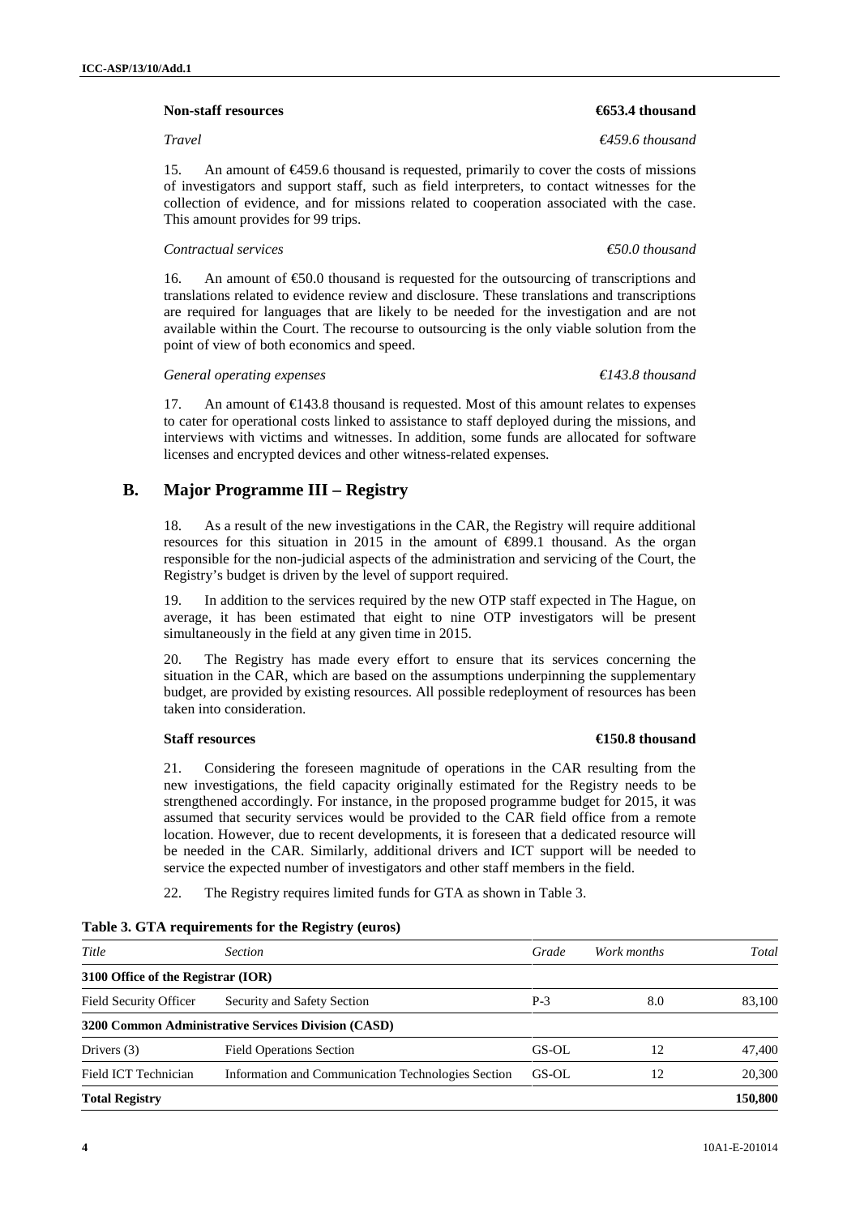**Non-staff resources** **€653.4 thousand**

*Travel* *€459.6 thousand*

15. An amount of €459.6 thousand is requested, primarily to cover the costs of missions of investigators and support staff, such as field interpreters, to contact witnesses for the collection of evidence, and for missions related to cooperation associated with the case. This amount provides for 99 trips.

*Contractual services* *€50.0 thousand*

16. An amount of €50.0 thousand is requested for the outsourcing of transcriptions and translations related to evidence review and disclosure. These translations and transcriptions are required for languages that are likely to be needed for the investigation and are not available within the Court. The recourse to outsourcing is the only viable solution from the point of view of both economics and speed.

*General operating expenses* *€143.8 thousand*

17. An amount of €143.8 thousand is requested. Most of this amount relates to expenses to cater for operational costs linked to assistance to staff deployed during the missions, and interviews with victims and witnesses. In addition, some funds are allocated for software licenses and encrypted devices and other witness-related expenses.

## B. Major Programme III – Registry

18. As a result of the new investigations in the CAR, the Registry will require additional resources for this situation in 2015 in the amount of €899.1 thousand. As the organ responsible for the non-judicial aspects of the administration and servicing of the Court, the Registry's budget is driven by the level of support required.

19. In addition to the services required by the new OTP staff expected in The Hague, on average, it has been estimated that eight to nine OTP investigators will be present simultaneously in the field at any given time in 2015.

20. The Registry has made every effort to ensure that its services concerning the situation in the CAR, which are based on the assumptions underpinning the supplementary budget, are provided by existing resources. All possible redeployment of resources has been taken into consideration.

**Staff resources** **€150.8 thousand**

21. Considering the foreseen magnitude of operations in the CAR resulting from the new investigations, the field capacity originally estimated for the Registry needs to be strengthened accordingly. For instance, in the proposed programme budget for 2015, it was assumed that security services would be provided to the CAR field office from a remote location. However, due to recent developments, it is foreseen that a dedicated resource will be needed in the CAR. Similarly, additional drivers and ICT support will be needed to service the expected number of investigators and other staff members in the field.

22. The Registry requires limited funds for GTA as shown in Table 3.

**Table 3. GTA requirements for the Registry (euros)**

| *Title* | *Section* | *Grade* | *Work months* | *Total* |
|---|---|---|---|---|
| **3100 Office of the Registrar (IOR)** | | | | |
| Field Security Officer | Security and Safety Section | P-3 | 8.0 | 83,100 |
| **3200 Common Administrative Services Division (CASD)** | | | | |
| Drivers (3) | Field Operations Section | GS-OL | 12 | 47,400 |
| Field ICT Technician | Information and Communication Technologies Section | GS-OL | 12 | 20,300 |
| **Total Registry** | | | | **150,800** |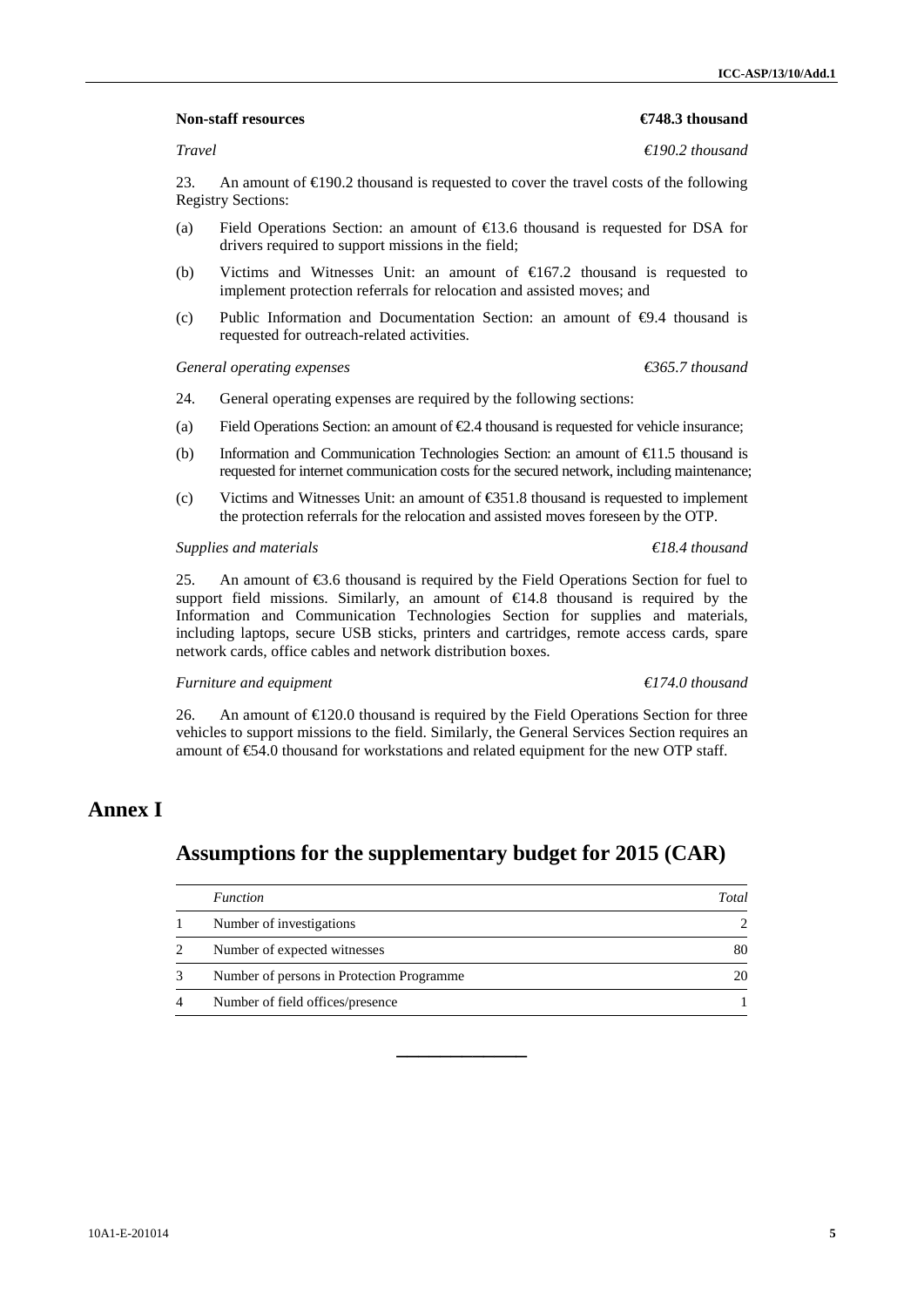**Non-staff resources** **€748.3 thousand**

*Travel* *€190.2 thousand*

23. An amount of €190.2 thousand is requested to cover the travel costs of the following Registry Sections:

(a) Field Operations Section: an amount of €13.6 thousand is requested for DSA for drivers required to support missions in the field;

(b) Victims and Witnesses Unit: an amount of €167.2 thousand is requested to implement protection referrals for relocation and assisted moves; and

(c) Public Information and Documentation Section: an amount of €9.4 thousand is requested for outreach-related activities.

*General operating expenses* *€365.7 thousand*

24. General operating expenses are required by the following sections:

(a) Field Operations Section: an amount of €2.4 thousand is requested for vehicle insurance;

(b) Information and Communication Technologies Section: an amount of €11.5 thousand is requested for internet communication costs for the secured network, including maintenance;

(c) Victims and Witnesses Unit: an amount of €351.8 thousand is requested to implement the protection referrals for the relocation and assisted moves foreseen by the OTP.

*Supplies and materials* *€18.4 thousand*

25. An amount of €3.6 thousand is required by the Field Operations Section for fuel to support field missions. Similarly, an amount of €14.8 thousand is required by the Information and Communication Technologies Section for supplies and materials, including laptops, secure USB sticks, printers and cartridges, remote access cards, spare network cards, office cables and network distribution boxes.

*Furniture and equipment* *€174.0 thousand*

26. An amount of €120.0 thousand is required by the Field Operations Section for three vehicles to support missions to the field. Similarly, the General Services Section requires an amount of €54.0 thousand for workstations and related equipment for the new OTP staff.

# Annex I

## Assumptions for the supplementary budget for 2015 (CAR)

| | *Function* | *Total* |
|---|---|---|
| 1 | Number of investigations | 2 |
| 2 | Number of expected witnesses | 80 |
| 3 | Number of persons in Protection Programme | 20 |
| 4 | Number of field offices/presence | 1 |